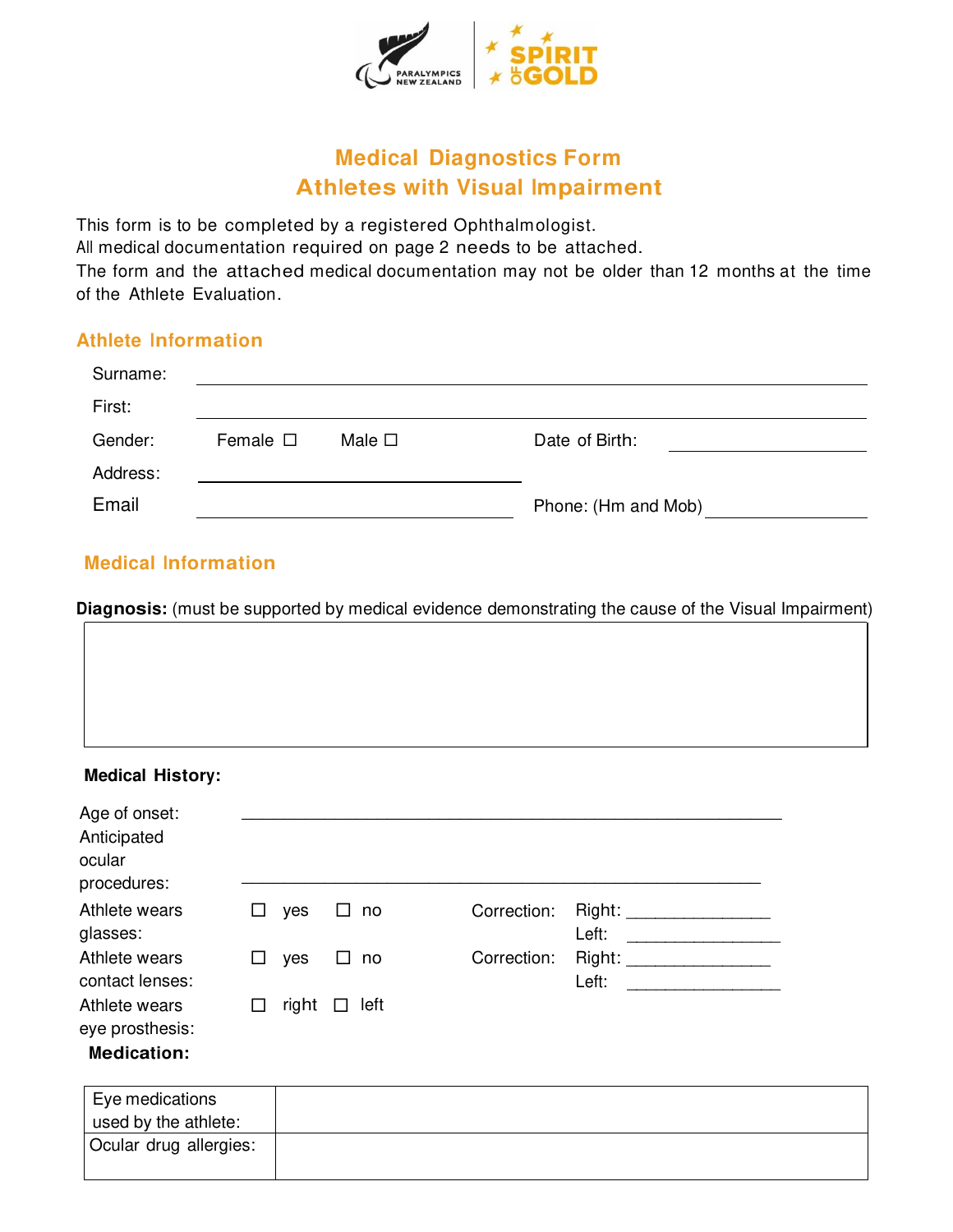# Medical Diagnostics Form
## Athletes with Visual Impairment

This form is to be completed by a registered Ophthalmologist.
All medical documentation required on page 2 needs to be attached.
The form and the attached medical documentation may not be older than 12 months at the time of the Athlete Evaluation.

### Athlete Information

Surname: ______________________________

First: ______________________________

Gender: Female ☐ Male ☐ Date of Birth: ______________

Address: ______________________________

Email ______________________ Phone: (Hm and Mob) ______________

### Medical Information

**Diagnosis:** (must be supported by medical evidence demonstrating the cause of the Visual Impairment)

| |
|---|
| |

**Medical History:**

Age of onset: ______________________________

Anticipated ocular procedures: ______________________________

Athlete wears glasses: ☐ yes ☐ no Correction: Right: ______________ Left: ______________

Athlete wears contact lenses: ☐ yes ☐ no Correction: Right: ______________ Left: ______________

Athlete wears eye prosthesis: ☐ right ☐ left

**Medication:**

| | |
|---|---|
| Eye medications used by the athlete: | |
| Ocular drug allergies: | |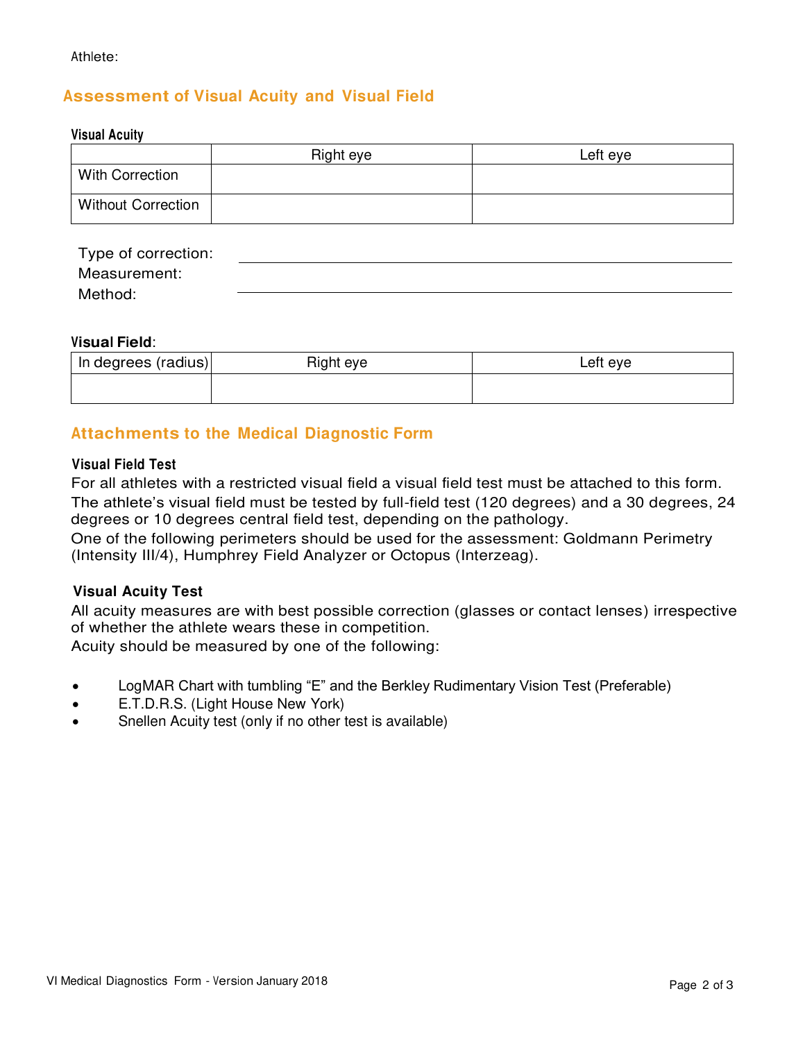Athlete:

## Assessment of Visual Acuity and Visual Field

### Visual Acuity

| | Right eye | Left eye |
|---|---|---|
| With Correction | | |
| Without Correction | | |

Type of correction: \_\_\_\_\_\_\_\_\_\_\_\_\_\_\_\_\_\_\_\_
Measurement:
Method: \_\_\_\_\_\_\_\_\_\_\_\_\_\_\_\_\_\_\_\_

### Visual Field:

| In degrees (radius) | Right eye | Left eye |
|---|---|---|
| | | |

## Attachments to the Medical Diagnostic Form

### Visual Field Test

For all athletes with a restricted visual field a visual field test must be attached to this form.
The athlete's visual field must be tested by full-field test (120 degrees) and a 30 degrees, 24 degrees or 10 degrees central field test, depending on the pathology.
One of the following perimeters should be used for the assessment: Goldmann Perimetry (Intensity III/4), Humphrey Field Analyzer or Octopus (Interzeag).

### Visual Acuity Test

All acuity measures are with best possible correction (glasses or contact lenses) irrespective of whether the athlete wears these in competition.
Acuity should be measured by one of the following:

- LogMAR Chart with tumbling "E" and the Berkley Rudimentary Vision Test (Preferable)
- E.T.D.R.S. (Light House New York)
- Snellen Acuity test (only if no other test is available)

VI Medical Diagnostics Form - Version January 2018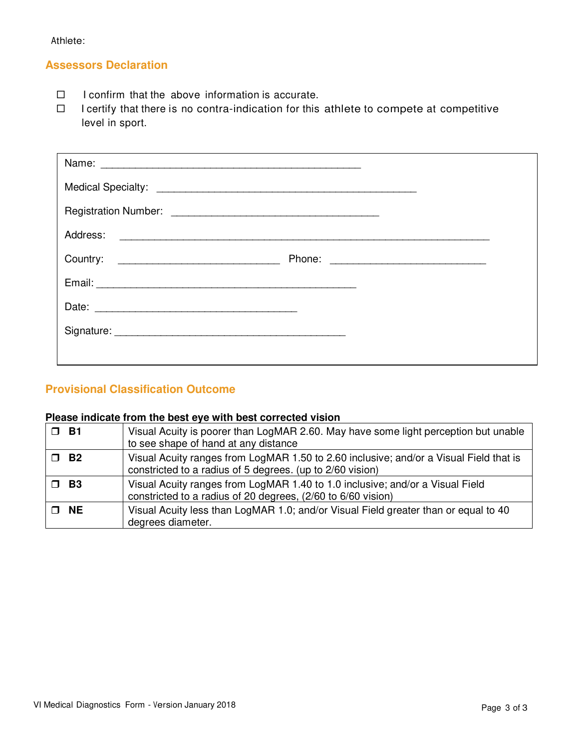Athlete:

## Assessors Declaration

- ☐ I confirm that the above information is accurate.
- ☐ I certify that there is no contra-indication for this athlete to compete at competitive level in sport.

Name: ______________________________________________

Medical Specialty: ______________________________________________

Registration Number: ____________________________________

Address: __________________________________________________________________

Country: ____________________________ Phone: ___________________________

Email: ______________________________________________

Date: ___________________________________

Signature: ________________________________________

## Provisional Classification Outcome

**Please indicate from the best eye with best corrected vision**

| | |
|---|---|
| ❒ **B1** | Visual Acuity is poorer than LogMAR 2.60. May have some light perception but unable to see shape of hand at any distance |
| ❒ **B2** | Visual Acuity ranges from LogMAR 1.50 to 2.60 inclusive; and/or a Visual Field that is constricted to a radius of 5 degrees. (up to 2/60 vision) |
| ❒ **B3** | Visual Acuity ranges from LogMAR 1.40 to 1.0 inclusive; and/or a Visual Field constricted to a radius of 20 degrees, (2/60 to 6/60 vision) |
| ❒ **NE** | Visual Acuity less than LogMAR 1.0; and/or Visual Field greater than or equal to 40 degrees diameter. |

VI Medical Diagnostics Form - Version January 2018